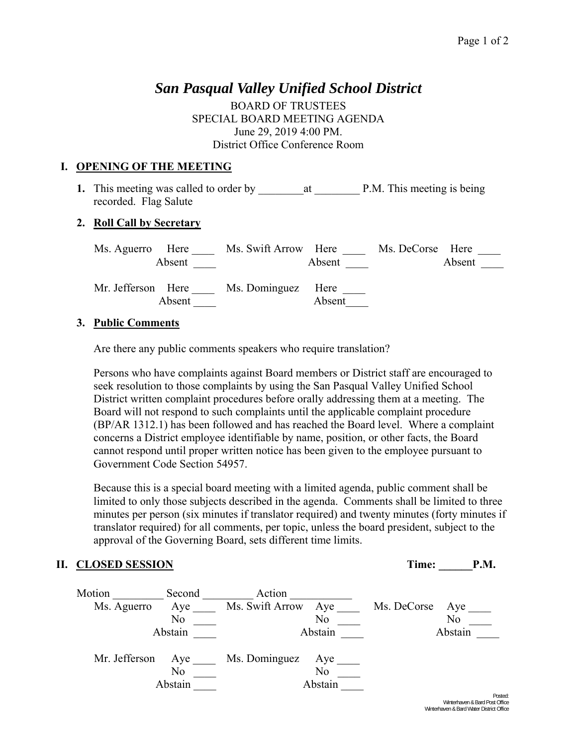# *San Pasqual Valley Unified School District*

BOARD OF TRUSTEES
SPECIAL BOARD MEETING AGENDA
June 29, 2019 4:00 PM.
District Office Conference Room

## I. OPENING OF THE MEETING

**1.** This meeting was called to order by ________at ________ P.M. This meeting is being recorded. Flag Salute

**2. Roll Call by Secretary**

| | | | | | |
|---|---|---|---|---|---|
| Ms. Aguerro | Here ____ Absent ____ | Ms. Swift Arrow | Here ____ Absent ____ | Ms. DeCorse | Here ____ Absent ____ |
| Mr. Jefferson | Here ____ Absent ____ | Ms. Dominguez | Here ____ Absent____ | | |

**3. Public Comments**

Are there any public comments speakers who require translation?

Persons who have complaints against Board members or District staff are encouraged to seek resolution to those complaints by using the San Pasqual Valley Unified School District written complaint procedures before orally addressing them at a meeting. The Board will not respond to such complaints until the applicable complaint procedure (BP/AR 1312.1) has been followed and has reached the Board level. Where a complaint concerns a District employee identifiable by name, position, or other facts, the Board cannot respond until proper written notice has been given to the employee pursuant to Government Code Section 54957.

Because this is a special board meeting with a limited agenda, public comment shall be limited to only those subjects described in the agenda. Comments shall be limited to three minutes per person (six minutes if translator required) and twenty minutes (forty minutes if translator required) for all comments, per topic, unless the board president, subject to the approval of the Governing Board, sets different time limits.

## II. CLOSED SESSION

**Time: ______P.M.**

Motion _________ Second _________ Action ___________

| | | | | | |
|---|---|---|---|---|---|
| Ms. Aguerro | Aye ____ No ____ Abstain ____ | Ms. Swift Arrow | Aye ____ No ____ Abstain ____ | Ms. DeCorse | Aye ____ No ____ Abstain ____ |
| Mr. Jefferson | Aye ____ No ____ Abstain ____ | Ms. Dominguez | Aye ____ No ____ Abstain ____ | | |

Posted:
Winterhaven & Bard Post Office
Winterhaven & Bard Water District Office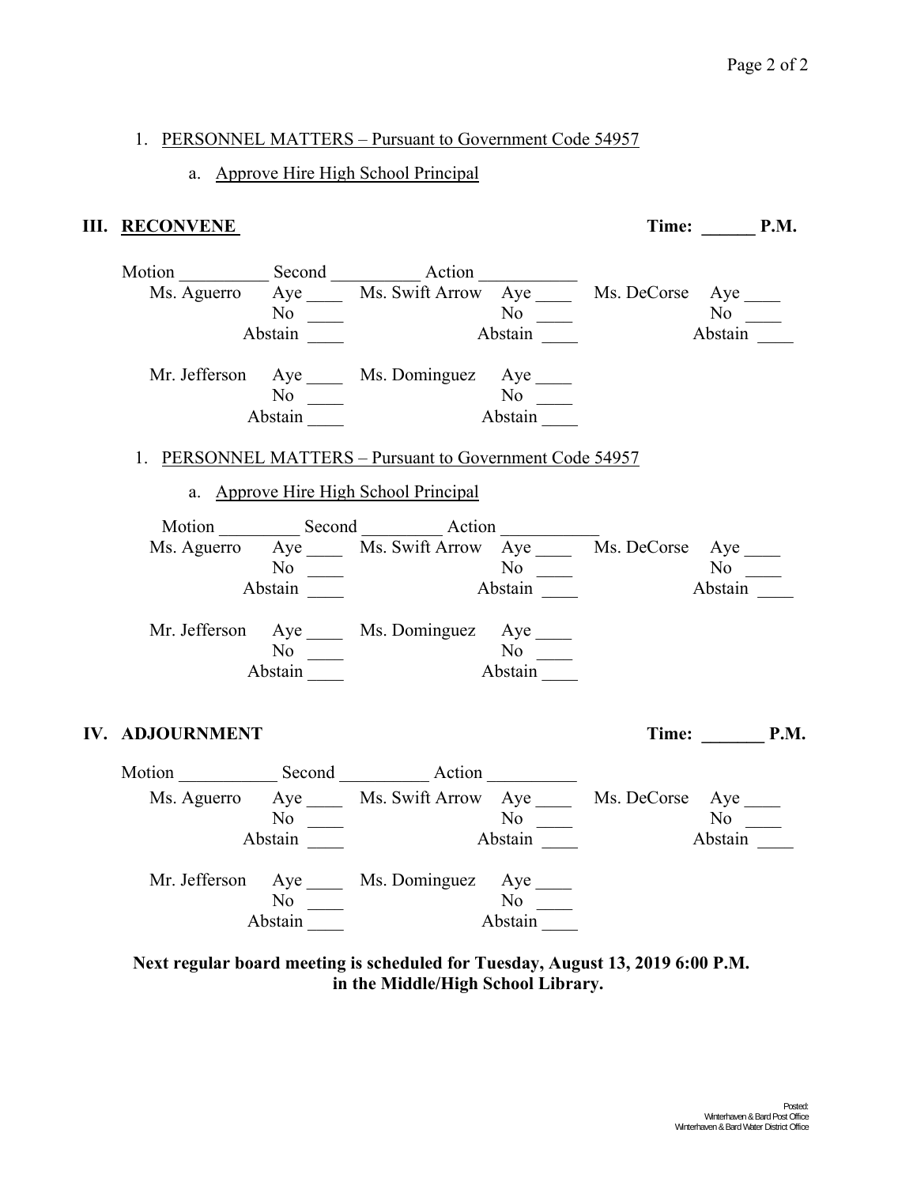1. PERSONNEL MATTERS – Pursuant to Government Code 54957

   a. Approve Hire High School Principal

## III. RECONVENE Time: ______ P.M.

Motion __________ Second __________ Action ___________

| | | | | | |
|---|---|---|---|---|---|
| Ms. Aguerro | Aye ____ | Ms. Swift Arrow | Aye ____ | Ms. DeCorse | Aye ____ |
| | No ____ | | No ____ | | No ____ |
| | Abstain ____ | | Abstain ____ | | Abstain ____ |
| Mr. Jefferson | Aye ____ | Ms. Dominguez | Aye ____ | | |
| | No ____ | | No ____ | | |
| | Abstain ____ | | Abstain ____ | | |

1. PERSONNEL MATTERS – Pursuant to Government Code 54957

   a. Approve Hire High School Principal

Motion _________ Second _________ Action ___________

| | | | | | |
|---|---|---|---|---|---|
| Ms. Aguerro | Aye ____ | Ms. Swift Arrow | Aye ____ | Ms. DeCorse | Aye ____ |
| | No ____ | | No ____ | | No ____ |
| | Abstain ____ | | Abstain ____ | | Abstain ____ |
| Mr. Jefferson | Aye ____ | Ms. Dominguez | Aye ____ | | |
| | No ____ | | No ____ | | |
| | Abstain ____ | | Abstain ____ | | |

## IV. ADJOURNMENT Time: _______ P.M.

Motion ___________ Second __________ Action __________

| | | | | | |
|---|---|---|---|---|---|
| Ms. Aguerro | Aye ____ | Ms. Swift Arrow | Aye ____ | Ms. DeCorse | Aye ____ |
| | No ____ | | No ____ | | No ____ |
| | Abstain ____ | | Abstain ____ | | Abstain ____ |
| Mr. Jefferson | Aye ____ | Ms. Dominguez | Aye ____ | | |
| | No ____ | | No ____ | | |
| | Abstain ____ | | Abstain ____ | | |

**Next regular board meeting is scheduled for Tuesday, August 13, 2019 6:00 P.M. in the Middle/High School Library.**

Posted:
Winterhaven & Bard Post Office
Winterhaven & Bard Water District Office